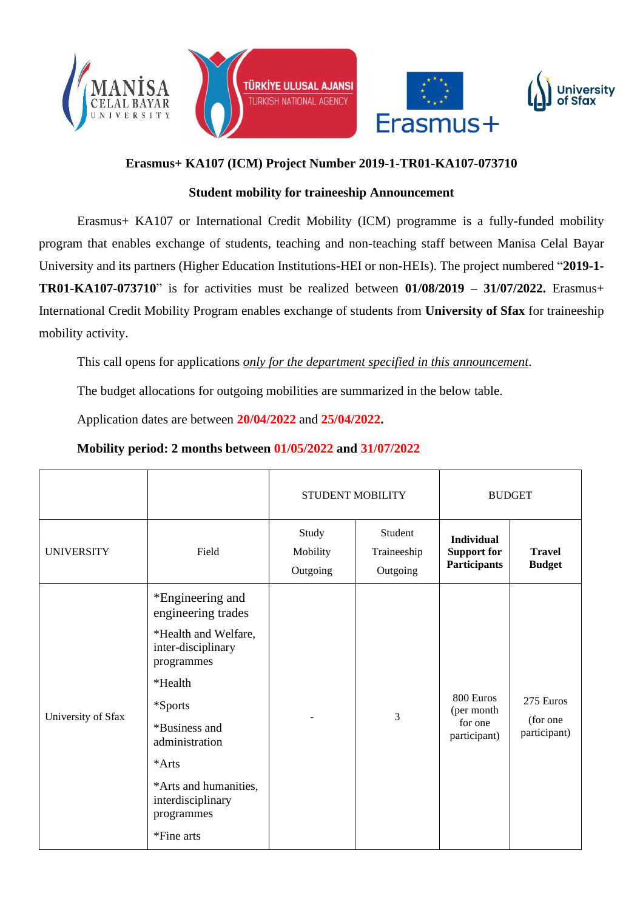## Erasmus+ KA107 (ICM) Project Number 2019-1-TR01-KA107-073710

### Student mobility for traineeship Announcement

Erasmus+ KA107 or International Credit Mobility (ICM) programme is a fully-funded mobility program that enables exchange of students, teaching and non-teaching staff between Manisa Celal Bayar University and its partners (Higher Education Institutions-HEI or non-HEIs). The project numbered "**2019-1-TR01-KA107-073710**" is for activities must be realized between **01/08/2019 – 31/07/2022.** Erasmus+ International Credit Mobility Program enables exchange of students from **University of Sfax** for traineeship mobility activity.

This call opens for applications *only for the department specified in this announcement*.

The budget allocations for outgoing mobilities are summarized in the below table.

Application dates are between **20/04/2022** and **25/04/2022.**

**Mobility period: 2 months between 01/05/2022 and 31/07/2022**

| | | STUDENT MOBILITY | | BUDGET | |
|---|---|---|---|---|---|
| UNIVERSITY | Field | Study Mobility Outgoing | Student Traineeship Outgoing | **Individual Support for Participants** | **Travel Budget** |
| University of Sfax | *Engineering and engineering trades<br>*Health and Welfare, inter-disciplinary programmes<br>*Health<br>*Sports<br>*Business and administration<br>*Arts<br>*Arts and humanities, interdisciplinary programmes<br>*Fine arts | - | 3 | 800 Euros (per month for one participant) | 275 Euros (for one participant) |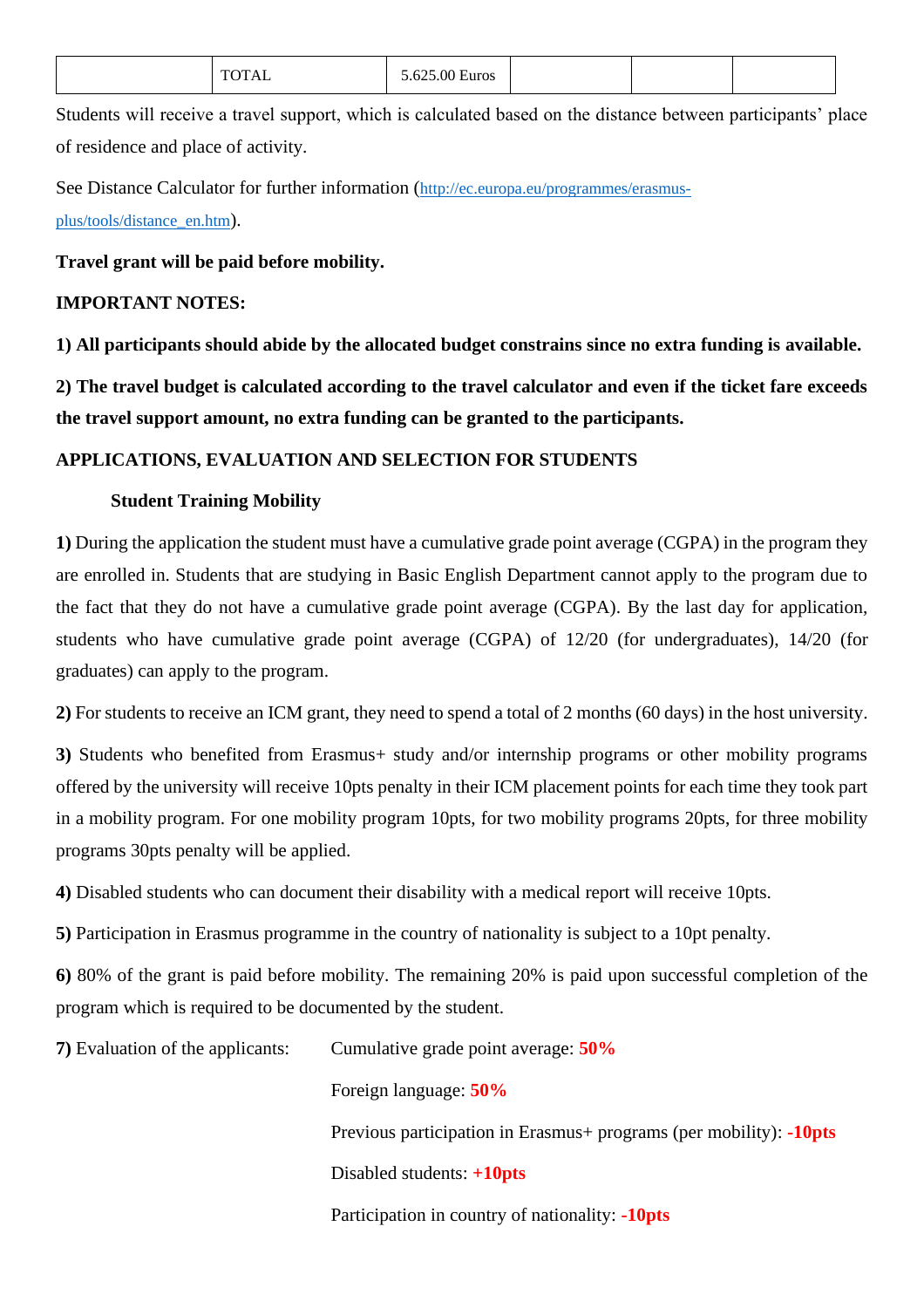|  | TOTAL | 5.625.00 Euros |  |  |  |
|---|---|---|---|---|---|

Students will receive a travel support, which is calculated based on the distance between participants' place of residence and place of activity.

See Distance Calculator for further information (http://ec.europa.eu/programmes/erasmus-plus/tools/distance_en.htm).

**Travel grant will be paid before mobility.**

**IMPORTANT NOTES:**

**1) All participants should abide by the allocated budget constrains since no extra funding is available.**

**2) The travel budget is calculated according to the travel calculator and even if the ticket fare exceeds the travel support amount, no extra funding can be granted to the participants.**

**APPLICATIONS, EVALUATION AND SELECTION FOR STUDENTS**

**Student Training Mobility**

**1)** During the application the student must have a cumulative grade point average (CGPA) in the program they are enrolled in. Students that are studying in Basic English Department cannot apply to the program due to the fact that they do not have a cumulative grade point average (CGPA). By the last day for application, students who have cumulative grade point average (CGPA) of 12/20 (for undergraduates), 14/20 (for graduates) can apply to the program.

**2)** For students to receive an ICM grant, they need to spend a total of 2 months (60 days) in the host university.

**3)** Students who benefited from Erasmus+ study and/or internship programs or other mobility programs offered by the university will receive 10pts penalty in their ICM placement points for each time they took part in a mobility program. For one mobility program 10pts, for two mobility programs 20pts, for three mobility programs 30pts penalty will be applied.

**4)** Disabled students who can document their disability with a medical report will receive 10pts.

**5)** Participation in Erasmus programme in the country of nationality is subject to a 10pt penalty.

**6)** 80% of the grant is paid before mobility. The remaining 20% is paid upon successful completion of the program which is required to be documented by the student.

**7)** Evaluation of the applicants:

- Cumulative grade point average: **50%**
- Foreign language: **50%**
- Previous participation in Erasmus+ programs (per mobility): **-10pts**
- Disabled students: **+10pts**
- Participation in country of nationality: **-10pts**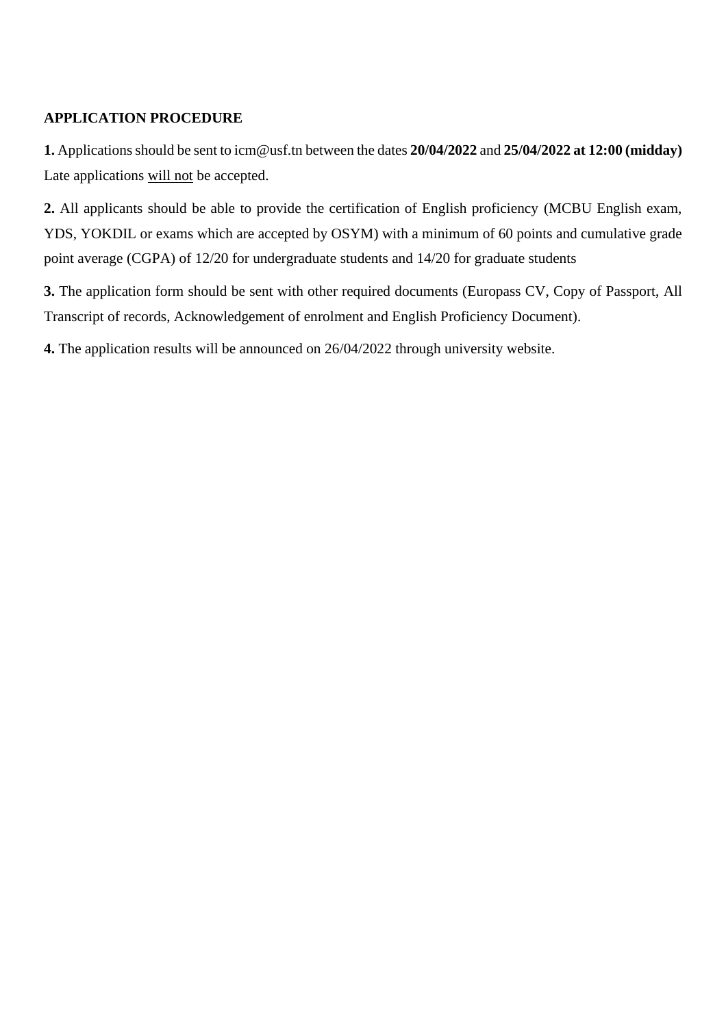**APPLICATION PROCEDURE**

**1.** Applications should be sent to icm@usf.tn between the dates **20/04/2022** and **25/04/2022 at 12:00 (midday)** Late applications <u>will not</u> be accepted.

**2.** All applicants should be able to provide the certification of English proficiency (MCBU English exam, YDS, YOKDIL or exams which are accepted by OSYM) with a minimum of 60 points and cumulative grade point average (CGPA) of 12/20 for undergraduate students and 14/20 for graduate students

**3.** The application form should be sent with other required documents (Europass CV, Copy of Passport, All Transcript of records, Acknowledgement of enrolment and English Proficiency Document).

**4.** The application results will be announced on 26/04/2022 through university website.